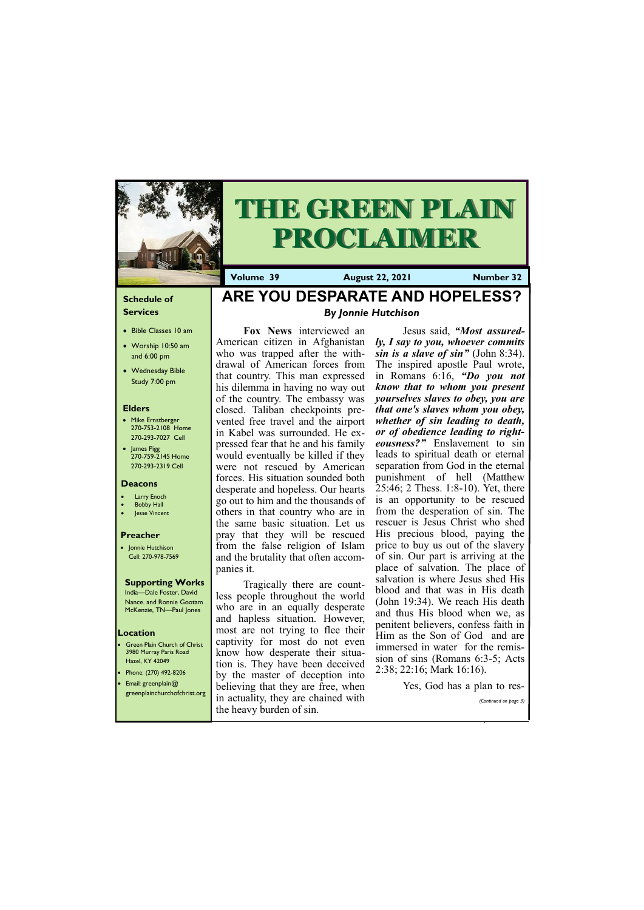# THE GREEN PLAIN PROCLAIMER

**Volume 39** | **August 22, 2021** | **Number 32**

## Schedule of Services

- Bible Classes 10 am
- Worship 10:50 am and 6:00 pm
- Wednesday Bible Study 7:00 pm

## Elders

- Mike Ernstberger 270-753-2108 Home 270-293-7027 Cell
- James Pigg 270-759-2145 Home 270-293-2319 Cell

## Deacons

- Larry Enoch
- Bobby Hall
- Jesse Vincent

## Preacher

- Jonnie Hutchison Cell: 270-978-7569

## Supporting Works

India—Dale Foster, David Nance. and Ronnie Gootam McKenzie, TN—Paul Jones

## Location

- Green Plain Church of Christ 3980 Murray Paris Road Hazel, KY 42049
- Phone: (270) 492-8206
- Email: greenplain@greenplainchurchofchrist.org

# ARE YOU DESPARATE AND HOPELESS?

***By Jonnie Hutchison***

**Fox News** interviewed an American citizen in Afghanistan who was trapped after the withdrawal of American forces from that country. This man expressed his dilemma in having no way out of the country. The embassy was closed. Taliban checkpoints prevented free travel and the airport in Kabel was surrounded. He expressed fear that he and his family would eventually be killed if they were not rescued by American forces. His situation sounded both desperate and hopeless. Our hearts go out to him and the thousands of others in that country who are in the same basic situation. Let us pray that they will be rescued from the false religion of Islam and the brutality that often accompanies it.

Tragically there are countless people throughout the world who are in an equally desperate and hapless situation. However, most are not trying to flee their captivity for most do not even know how desperate their situation is. They have been deceived by the master of deception into believing that they are free, when in actuality, they are chained with the heavy burden of sin.

Jesus said, ***"Most assuredly, I say to you, whoever commits sin is a slave of sin"*** (John 8:34). The inspired apostle Paul wrote, in Romans 6:16, ***"Do you not know that to whom you present yourselves slaves to obey, you are that one's slaves whom you obey, whether of sin leading to death, or of obedience leading to righteousness?"*** Enslavement to sin leads to spiritual death or eternal separation from God in the eternal punishment of hell (Matthew 25:46; 2 Thess. 1:8-10). Yet, there is an opportunity to be rescued from the desperation of sin. The rescuer is Jesus Christ who shed His precious blood, paying the price to buy us out of the slavery of sin. Our part is arriving at the place of salvation. The place of salvation is where Jesus shed His blood and that was in His death (John 19:34). We reach His death and thus His blood when we, as penitent believers, confess faith in Him as the Son of God and are immersed in water for the remission of sins (Romans 6:3-5; Acts 2:38; 22:16; Mark 16:16).

Yes, God has a plan to res-

*(Continued on page 3)*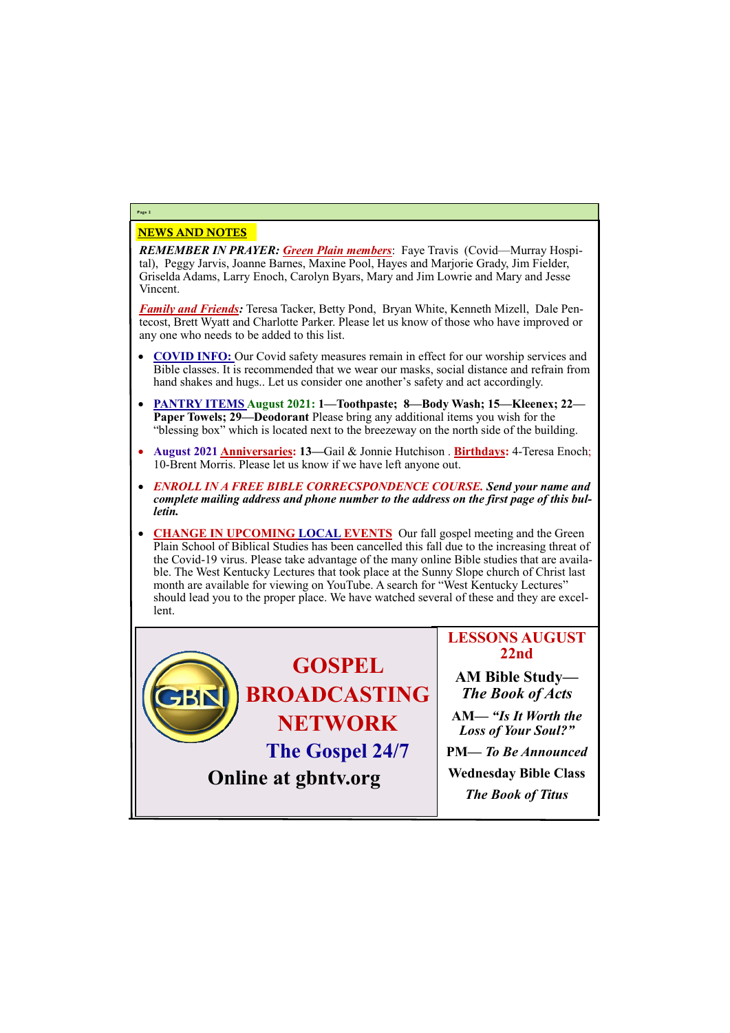## NEWS AND NOTES

***REMEMBER IN PRAYER:*** ***Green Plain members***: Faye Travis (Covid—Murray Hospital), Peggy Jarvis, Joanne Barnes, Maxine Pool, Hayes and Marjorie Grady, Jim Fielder, Griselda Adams, Larry Enoch, Carolyn Byars, Mary and Jim Lowrie and Mary and Jesse Vincent.

***Family and Friends:*** Teresa Tacker, Betty Pond, Bryan White, Kenneth Mizell, Dale Pentecost, Brett Wyatt and Charlotte Parker. Please let us know of those who have improved or any one who needs to be added to this list.

- **COVID INFO:** Our Covid safety measures remain in effect for our worship services and Bible classes. It is recommended that we wear our masks, social distance and refrain from hand shakes and hugs.. Let us consider one another's safety and act accordingly.
- **PANTRY ITEMS August 2021: 1—Toothpaste; 8—Body Wash; 15—Kleenex; 22—Paper Towels; 29—Deodorant** Please bring any additional items you wish for the "blessing box" which is located next to the breezeway on the north side of the building.
- **August 2021 Anniversaries: 13**—Gail & Jonnie Hutchison . **Birthdays:** 4-Teresa Enoch; 10-Brent Morris. Please let us know if we have left anyone out.
- ***ENROLL IN A FREE BIBLE CORRECSPONDENCE COURSE. Send your name and complete mailing address and phone number to the address on the first page of this bulletin.***
- **CHANGE IN UPCOMING LOCAL EVENTS** Our fall gospel meeting and the Green Plain School of Biblical Studies has been cancelled this fall due to the increasing threat of the Covid-19 virus. Please take advantage of the many online Bible studies that are available. The West Kentucky Lectures that took place at the Sunny Slope church of Christ last month are available for viewing on YouTube. A search for "West Kentucky Lectures" should lead you to the proper place. We have watched several of these and they are excellent.

**GOSPEL BROADCASTING NETWORK**

**The Gospel 24/7**

**Online at gbntv.org**

**LESSONS AUGUST 22nd**

**AM Bible Study—*The Book of Acts***

**AM— *"Is It Worth the Loss of Your Soul?"***

**PM— *To Be Announced***

**Wednesday Bible Class**

***The Book of Titus***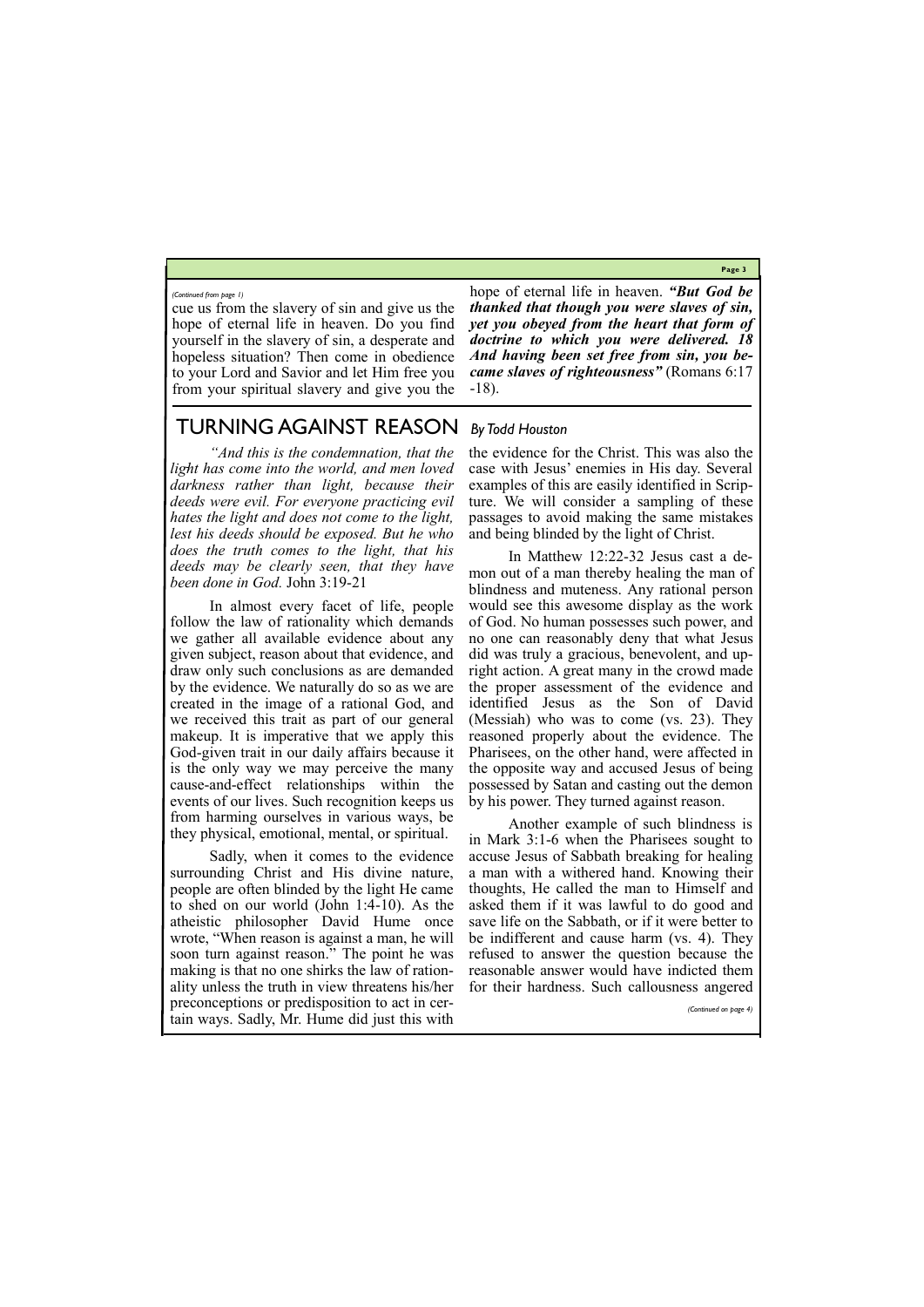*(Continued from page 1)*

cue us from the slavery of sin and give us the hope of eternal life in heaven. Do you find yourself in the slavery of sin, a desperate and hopeless situation? Then come in obedience to your Lord and Savior and let Him free you from your spiritual slavery and give you the hope of eternal life in heaven. ***"But God be thanked that though you were slaves of sin, yet you obeyed from the heart that form of doctrine to which you were delivered. 18 And having been set free from sin, you became slaves of righteousness"*** (Romans 6:17-18).

## TURNING AGAINST REASON *By Todd Houston*

*"And this is the condemnation, that the light has come into the world, and men loved darkness rather than light, because their deeds were evil. For everyone practicing evil hates the light and does not come to the light, lest his deeds should be exposed. But he who does the truth comes to the light, that his deeds may be clearly seen, that they have been done in God.* John 3:19-21

In almost every facet of life, people follow the law of rationality which demands we gather all available evidence about any given subject, reason about that evidence, and draw only such conclusions as are demanded by the evidence. We naturally do so as we are created in the image of a rational God, and we received this trait as part of our general makeup. It is imperative that we apply this God-given trait in our daily affairs because it is the only way we may perceive the many cause-and-effect relationships within the events of our lives. Such recognition keeps us from harming ourselves in various ways, be they physical, emotional, mental, or spiritual.

Sadly, when it comes to the evidence surrounding Christ and His divine nature, people are often blinded by the light He came to shed on our world (John 1:4-10). As the atheistic philosopher David Hume once wrote, "When reason is against a man, he will soon turn against reason." The point he was making is that no one shirks the law of rationality unless the truth in view threatens his/her preconceptions or predisposition to act in certain ways. Sadly, Mr. Hume did just this with the evidence for the Christ. This was also the case with Jesus' enemies in His day. Several examples of this are easily identified in Scripture. We will consider a sampling of these passages to avoid making the same mistakes and being blinded by the light of Christ.

In Matthew 12:22-32 Jesus cast a demon out of a man thereby healing the man of blindness and muteness. Any rational person would see this awesome display as the work of God. No human possesses such power, and no one can reasonably deny that what Jesus did was truly a gracious, benevolent, and upright action. A great many in the crowd made the proper assessment of the evidence and identified Jesus as the Son of David (Messiah) who was to come (vs. 23). They reasoned properly about the evidence. The Pharisees, on the other hand, were affected in the opposite way and accused Jesus of being possessed by Satan and casting out the demon by his power. They turned against reason.

Another example of such blindness is in Mark 3:1-6 when the Pharisees sought to accuse Jesus of Sabbath breaking for healing a man with a withered hand. Knowing their thoughts, He called the man to Himself and asked them if it was lawful to do good and save life on the Sabbath, or if it were better to be indifferent and cause harm (vs. 4). They refused to answer the question because the reasonable answer would have indicted them for their hardness. Such callousness angered

*(Continued on page 4)*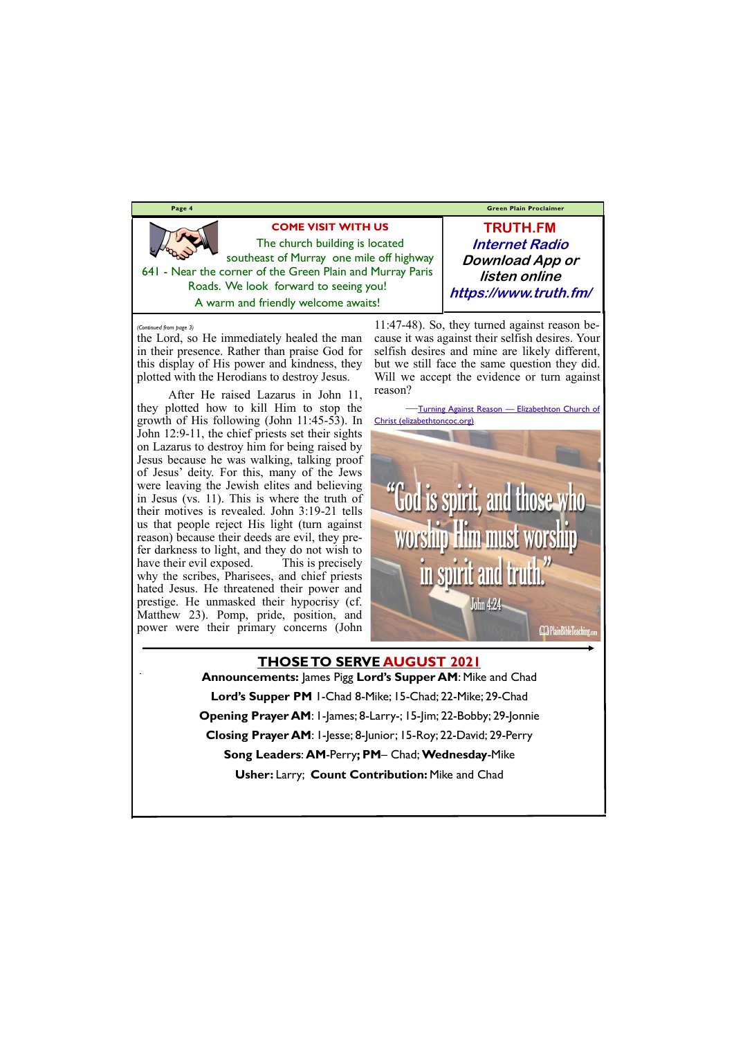**COME VISIT WITH US**

The church building is located southeast of Murray one mile off highway 641 - Near the corner of the Green Plain and Murray Paris Roads. We look forward to seeing you!

A warm and friendly welcome awaits!

**TRUTH.FM**

***Internet Radio***

***Download App or listen online***

***https://www.truth.fm/***

*(Continued from page 3)*

the Lord, so He immediately healed the man in their presence. Rather than praise God for this display of His power and kindness, they plotted with the Herodians to destroy Jesus.

After He raised Lazarus in John 11, they plotted how to kill Him to stop the growth of His following (John 11:45-53). In John 12:9-11, the chief priests set their sights on Lazarus to destroy him for being raised by Jesus because he was walking, talking proof of Jesus' deity. For this, many of the Jews were leaving the Jewish elites and believing in Jesus (vs. 11). This is where the truth of their motives is revealed. John 3:19-21 tells us that people reject His light (turn against reason) because their deeds are evil, they prefer darkness to light, and they do not wish to have their evil exposed. This is precisely why the scribes, Pharisees, and chief priests hated Jesus. He threatened their power and prestige. He unmasked their hypocrisy (cf. Matthew 23). Pomp, pride, position, and power were their primary concerns (John 11:47-48). So, they turned against reason because it was against their selfish desires. Your selfish desires and mine are likely different, but we still face the same question they did. Will we accept the evidence or turn against reason?

—Turning Against Reason — Elizabethton Church of Christ (elizabethtoncoc.org)

"God is spirit, and those who worship Him must worship in spirit and truth."
John 4:24

## THOSE TO SERVE AUGUST 2021

**Announcements:** James Pigg **Lord's Supper AM**: Mike and Chad

**Lord's Supper PM** 1-Chad 8-Mike; 15-Chad; 22-Mike; 29-Chad

**Opening Prayer AM**: 1-James; 8-Larry-; 15-Jim; 22-Bobby; 29-Jonnie

**Closing Prayer AM**: 1-Jesse; 8-Junior; 15-Roy; 22-David; 29-Perry

**Song Leaders**: **AM**-Perry; **PM**– Chad; **Wednesday**-Mike

**Usher:** Larry; **Count Contribution:** Mike and Chad